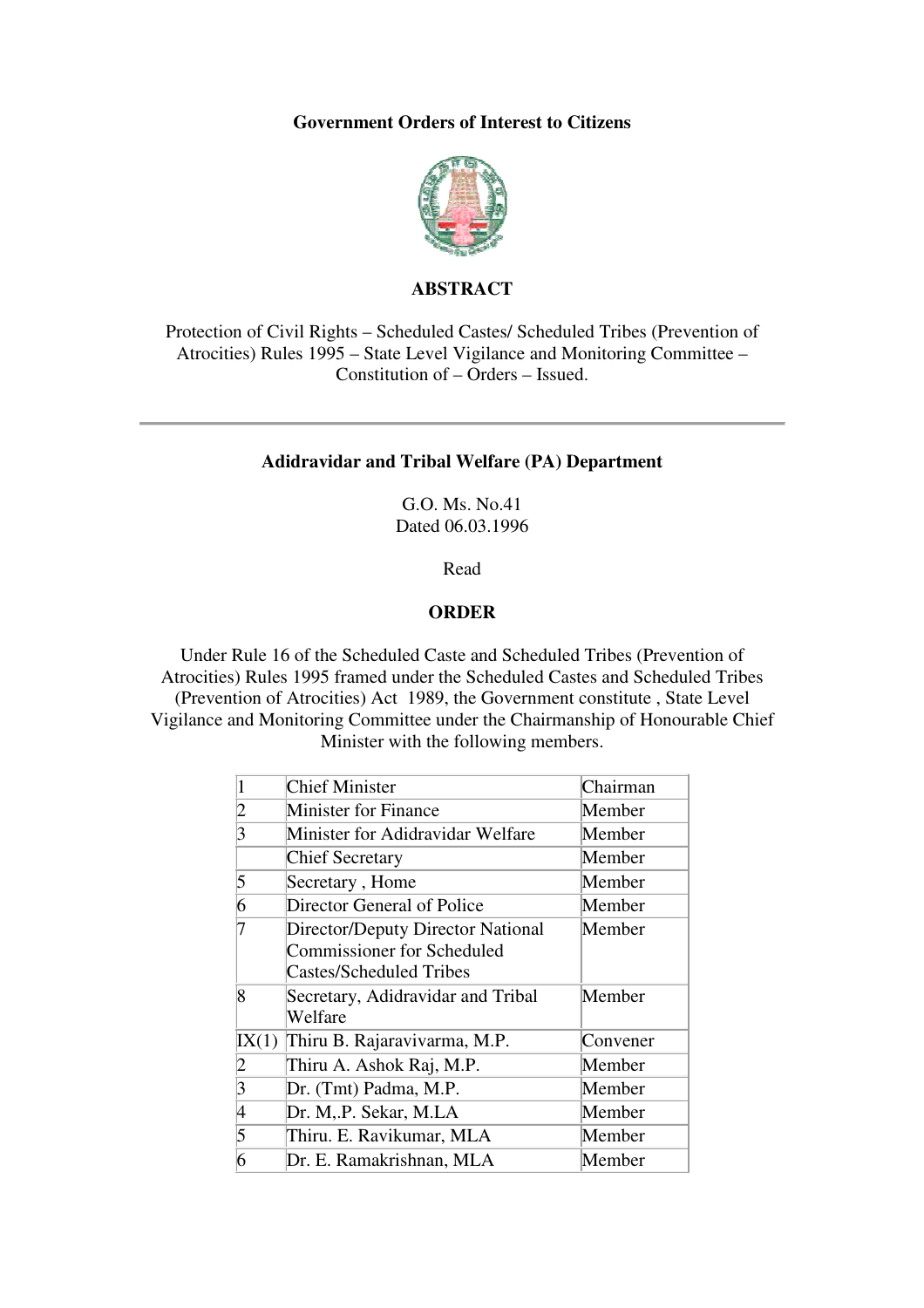**Government Orders of Interest to Citizens**

## ABSTRACT

Protection of Civil Rights – Scheduled Castes/ Scheduled Tribes (Prevention of Atrocities) Rules 1995 – State Level Vigilance and Monitoring Committee – Constitution of – Orders – Issued.

---

**Adidravidar and Tribal Welfare (PA) Department**

G.O. Ms. No.41
Dated 06.03.1996

Read

## ORDER

Under Rule 16 of the Scheduled Caste and Scheduled Tribes (Prevention of Atrocities) Rules 1995 framed under the Scheduled Castes and Scheduled Tribes (Prevention of Atrocities) Act 1989, the Government constitute , State Level Vigilance and Monitoring Committee under the Chairmanship of Honourable Chief Minister with the following members.

| | | |
|---|---|---|
| 1 | Chief Minister | Chairman |
| 2 | Minister for Finance | Member |
| 3 | Minister for Adidravidar Welfare | Member |
| | Chief Secretary | Member |
| 5 | Secretary , Home | Member |
| 6 | Director General of Police | Member |
| 7 | Director/Deputy Director National Commissioner for Scheduled Castes/Scheduled Tribes | Member |
| 8 | Secretary, Adidravidar and Tribal Welfare | Member |
| IX(1) | Thiru B. Rajaravivarma, M.P. | Convener |
| 2 | Thiru A. Ashok Raj, M.P. | Member |
| 3 | Dr. (Tmt) Padma, M.P. | Member |
| 4 | Dr. M,.P. Sekar, M.LA | Member |
| 5 | Thiru. E. Ravikumar, MLA | Member |
| 6 | Dr. E. Ramakrishnan, MLA | Member |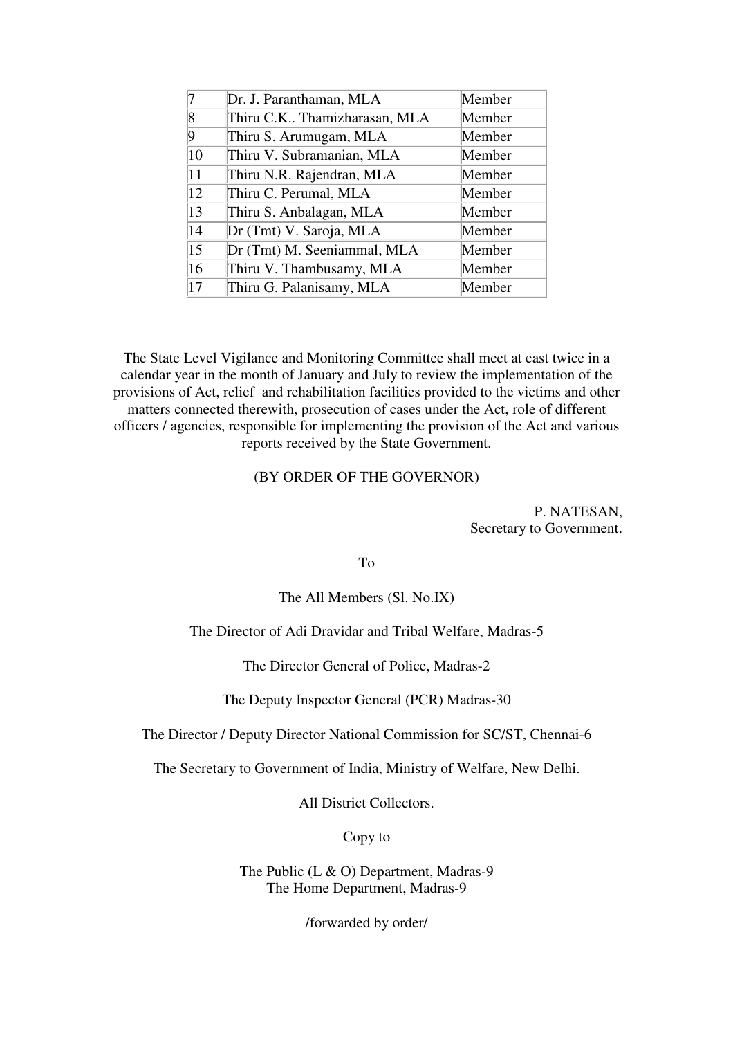| | | |
|---|---|---|
| 7 | Dr. J. Paranthaman, MLA | Member |
| 8 | Thiru C.K.. Thamizharasan, MLA | Member |
| 9 | Thiru S. Arumugam, MLA | Member |
| 10 | Thiru V. Subramanian, MLA | Member |
| 11 | Thiru N.R. Rajendran, MLA | Member |
| 12 | Thiru C. Perumal, MLA | Member |
| 13 | Thiru S. Anbalagan, MLA | Member |
| 14 | Dr (Tmt) V. Saroja, MLA | Member |
| 15 | Dr (Tmt) M. Seeniammal, MLA | Member |
| 16 | Thiru V. Thambusamy, MLA | Member |
| 17 | Thiru G. Palanisamy, MLA | Member |

The State Level Vigilance and Monitoring Committee shall meet at east twice in a calendar year in the month of January and July to review the implementation of the provisions of Act, relief and rehabilitation facilities provided to the victims and other matters connected therewith, prosecution of cases under the Act, role of different officers / agencies, responsible for implementing the provision of the Act and various reports received by the State Government.

(BY ORDER OF THE GOVERNOR)

P. NATESAN,
Secretary to Government.

To

The All Members (Sl. No.IX)

The Director of Adi Dravidar and Tribal Welfare, Madras-5

The Director General of Police, Madras-2

The Deputy Inspector General (PCR) Madras-30

The Director / Deputy Director National Commission for SC/ST, Chennai-6

The Secretary to Government of India, Ministry of Welfare, New Delhi.

All District Collectors.

Copy to

The Public (L & O) Department, Madras-9
The Home Department, Madras-9

/forwarded by order/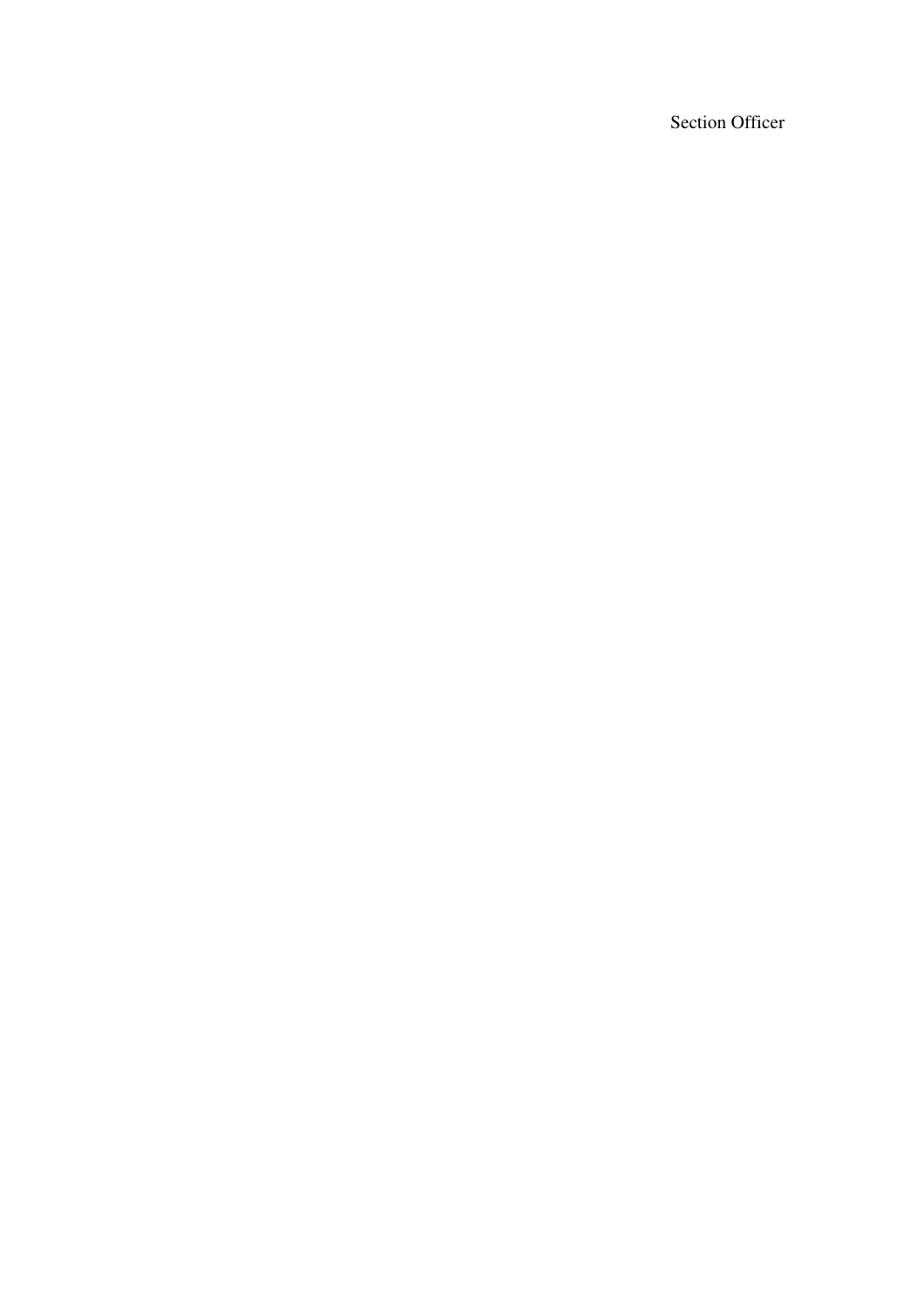Section Officer